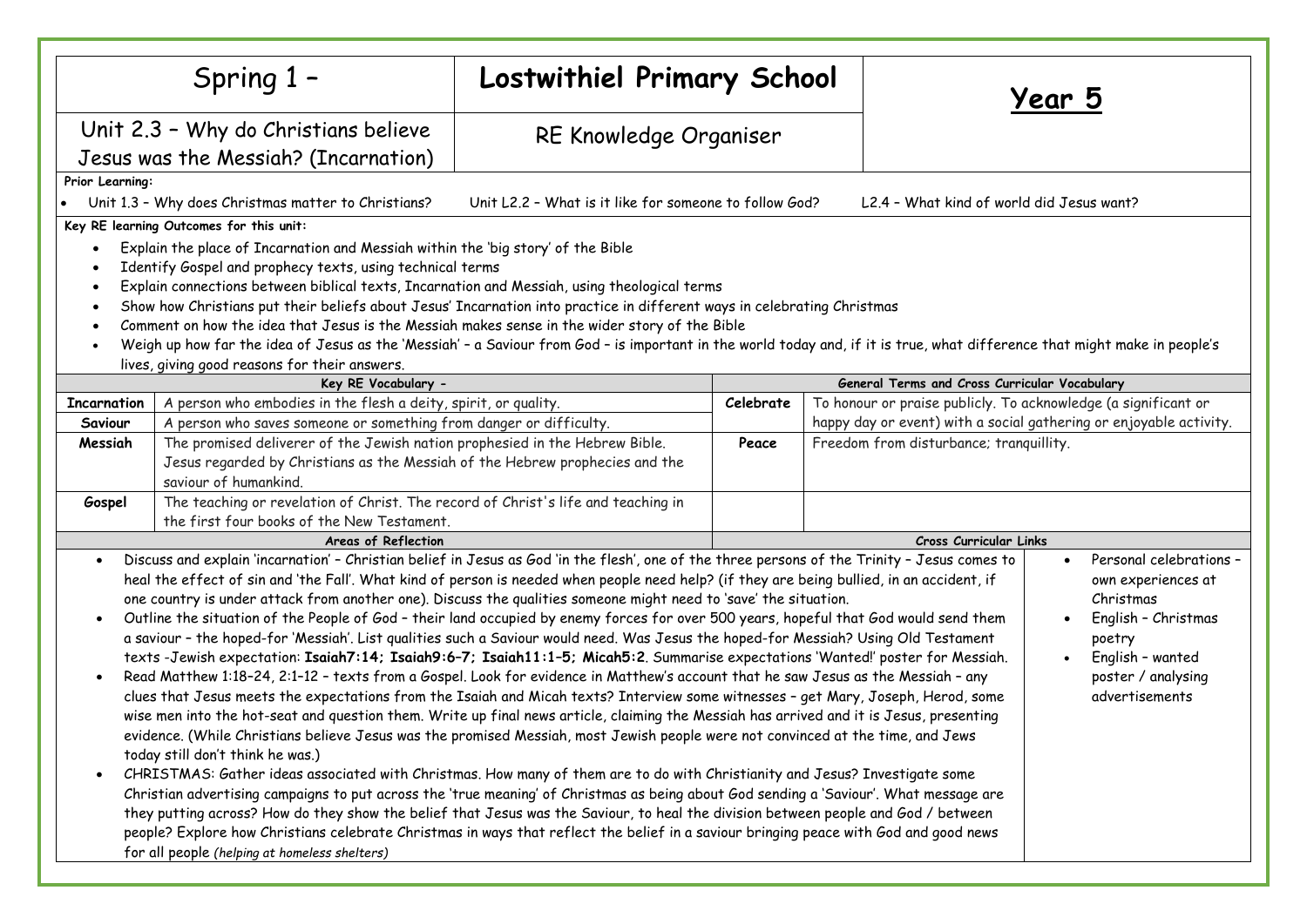| Spring 1 – | Lostwithiel Primary School | Year 5 |
|---|---|---|
| Unit 2.3 – Why do Christians believe Jesus was the Messiah? (Incarnation) | RE Knowledge Organiser | |

**Prior Learning:**

- Unit 1.3 – Why does Christmas matter to Christians? Unit L2.2 – What is it like for someone to follow God? L2.4 – What kind of world did Jesus want?

**Key RE learning Outcomes for this unit:**

- Explain the place of Incarnation and Messiah within the 'big story' of the Bible
- Identify Gospel and prophecy texts, using technical terms
- Explain connections between biblical texts, Incarnation and Messiah, using theological terms
- Show how Christians put their beliefs about Jesus' Incarnation into practice in different ways in celebrating Christmas
- Comment on how the idea that Jesus is the Messiah makes sense in the wider story of the Bible
- Weigh up how far the idea of Jesus as the 'Messiah' – a Saviour from God – is important in the world today and, if it is true, what difference that might make in people's lives, giving good reasons for their answers.

| Key RE Vocabulary - | | General Terms and Cross Curricular Vocabulary | |
|---|---|---|---|
| **Incarnation** | A person who embodies in the flesh a deity, spirit, or quality. | **Celebrate** | To honour or praise publicly. To acknowledge (a significant or happy day or event) with a social gathering or enjoyable activity. |
| **Saviour** | A person who saves someone or something from danger or difficulty. | | |
| **Messiah** | The promised deliverer of the Jewish nation prophesied in the Hebrew Bible. Jesus regarded by Christians as the Messiah of the Hebrew prophecies and the saviour of humankind. | **Peace** | Freedom from disturbance; tranquillity. |
| **Gospel** | The teaching or revelation of Christ. The record of Christ's life and teaching in the first four books of the New Testament. | | |

| Areas of Reflection | Cross Curricular Links |
|---|---|
| • Discuss and explain 'incarnation' – Christian belief in Jesus as God 'in the flesh', one of the three persons of the Trinity – Jesus comes to heal the effect of sin and 'the Fall'. What kind of person is needed when people need help? (if they are being bullied, in an accident, if one country is under attack from another one). Discuss the qualities someone might need to 'save' the situation.<br>• Outline the situation of the People of God – their land occupied by enemy forces for over 500 years, hopeful that God would send them a saviour – the hoped-for 'Messiah'. List qualities such a Saviour would need. Was Jesus the hoped-for Messiah? Using Old Testament texts -Jewish expectation: **Isaiah7:14; Isaiah9:6–7; Isaiah11:1–5; Micah5:2**. Summarise expectations 'Wanted!' poster for Messiah.<br>• Read Matthew 1:18–24, 2:1–12 – texts from a Gospel. Look for evidence in Matthew's account that he saw Jesus as the Messiah – any clues that Jesus meets the expectations from the Isaiah and Micah texts? Interview some witnesses – get Mary, Joseph, Herod, some wise men into the hot-seat and question them. Write up final news article, claiming the Messiah has arrived and it is Jesus, presenting evidence. (While Christians believe Jesus was the promised Messiah, most Jewish people were not convinced at the time, and Jews today still don't think he was.)<br>• CHRISTMAS: Gather ideas associated with Christmas. How many of them are to do with Christianity and Jesus? Investigate some Christian advertising campaigns to put across the 'true meaning' of Christmas as being about God sending a 'Saviour'. What message are they putting across? How do they show the belief that Jesus was the Saviour, to heal the division between people and God / between people? Explore how Christians celebrate Christmas in ways that reflect the belief in a saviour bringing peace with God and good news for all people *(helping at homeless shelters)* | • Personal celebrations – own experiences at Christmas<br>• English – Christmas poetry<br>• English – wanted poster / analysing advertisements |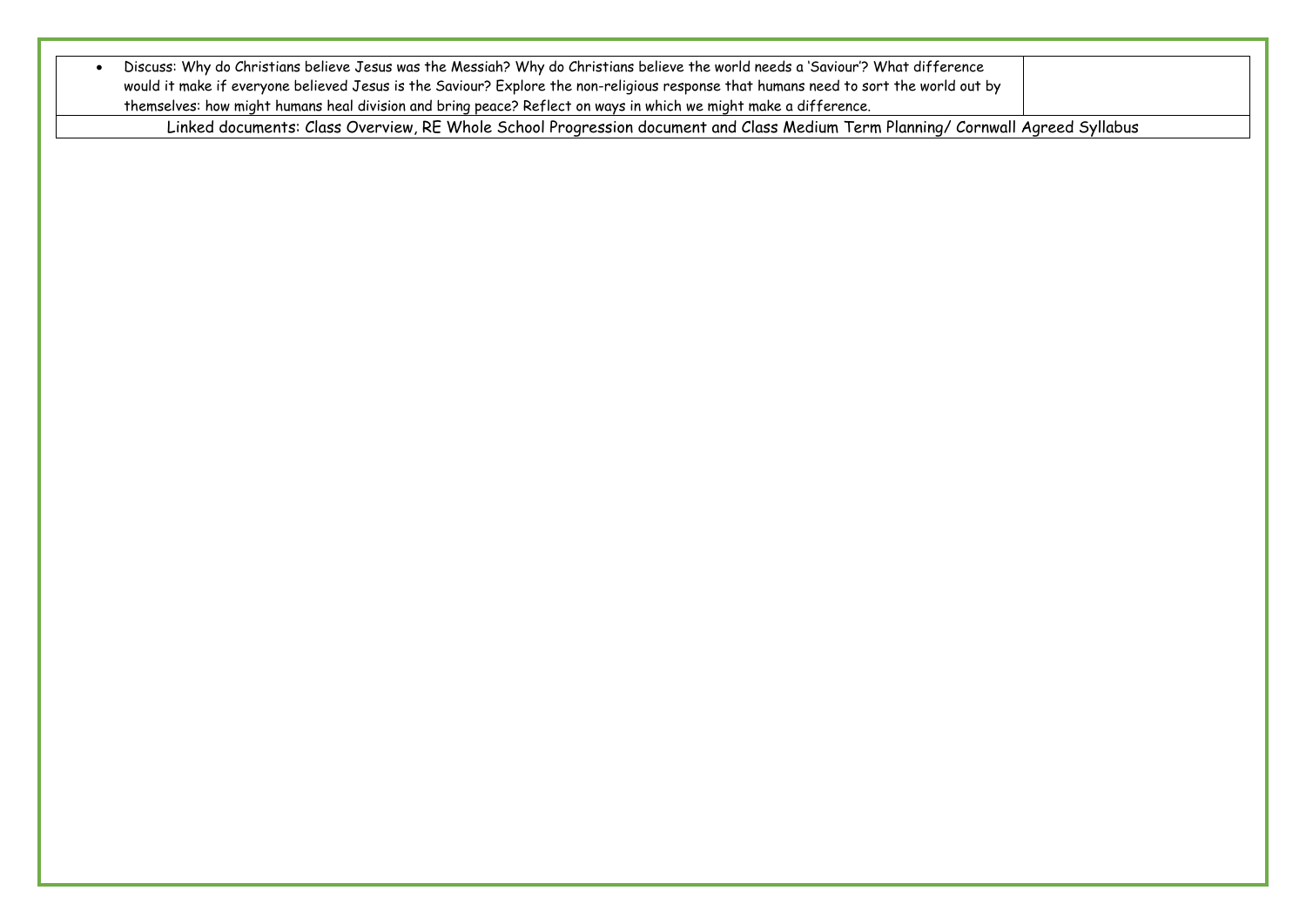| | |
|---|---|
| • Discuss: Why do Christians believe Jesus was the Messiah? Why do Christians believe the world needs a 'Saviour'? What difference would it make if everyone believed Jesus is the Saviour? Explore the non-religious response that humans need to sort the world out by themselves: how might humans heal division and bring peace? Reflect on ways in which we might make a difference. | |
| Linked documents: Class Overview, RE Whole School Progression document and Class Medium Term Planning/ Cornwall Agreed Syllabus | |